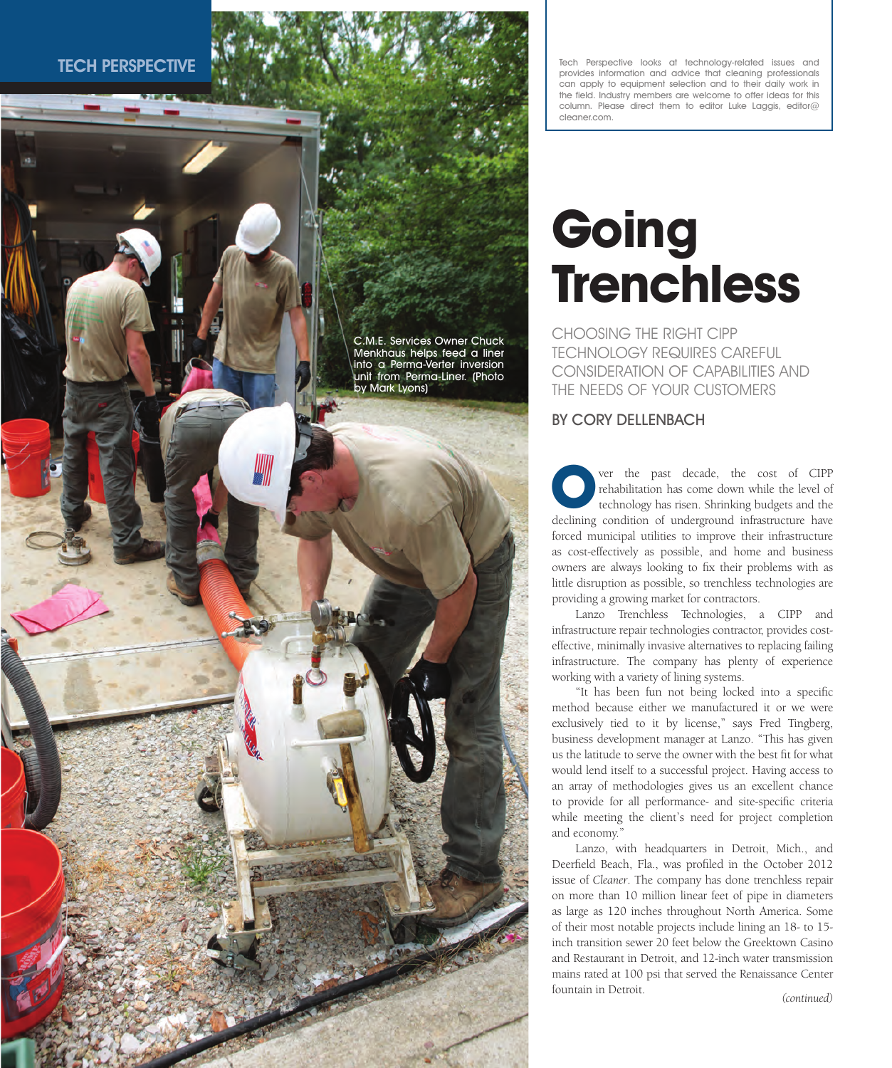TECH PERSPECTIVE

Tech Perspective looks at technology-related issues and provides information and advice that cleaning professionals can apply to equipment selection and to their daily work in the field. Industry members are welcome to offer ideas for this column. Please direct them to editor Luke Laggis, editor@cleaner.com.

C.M.E. Services Owner Chuck Menkhaus helps feed a liner into a Perma-Verter inversion unit from Perma-Liner. (Photo by Mark Lyons)

# Going Trenchless

## CHOOSING THE RIGHT CIPP TECHNOLOGY REQUIRES CAREFUL CONSIDERATION OF CAPABILITIES AND THE NEEDS OF YOUR CUSTOMERS

BY CORY DELLENBACH

Over the past decade, the cost of CIPP rehabilitation has come down while the level of technology has risen. Shrinking budgets and the declining condition of underground infrastructure have forced municipal utilities to improve their infrastructure as cost-effectively as possible, and home and business owners are always looking to fix their problems with as little disruption as possible, so trenchless technologies are providing a growing market for contractors.

Lanzo Trenchless Technologies, a CIPP and infrastructure repair technologies contractor, provides cost-effective, minimally invasive alternatives to replacing failing infrastructure. The company has plenty of experience working with a variety of lining systems.

"It has been fun not being locked into a specific method because either we manufactured it or we were exclusively tied to it by license," says Fred Tingberg, business development manager at Lanzo. "This has given us the latitude to serve the owner with the best fit for what would lend itself to a successful project. Having access to an array of methodologies gives us an excellent chance to provide for all performance- and site-specific criteria while meeting the client's need for project completion and economy."

Lanzo, with headquarters in Detroit, Mich., and Deerfield Beach, Fla., was profiled in the October 2012 issue of *Cleaner*. The company has done trenchless repair on more than 10 million linear feet of pipe in diameters as large as 120 inches throughout North America. Some of their most notable projects include lining an 18- to 15-inch transition sewer 20 feet below the Greektown Casino and Restaurant in Detroit, and 12-inch water transmission mains rated at 100 psi that served the Renaissance Center fountain in Detroit.

*(continued)*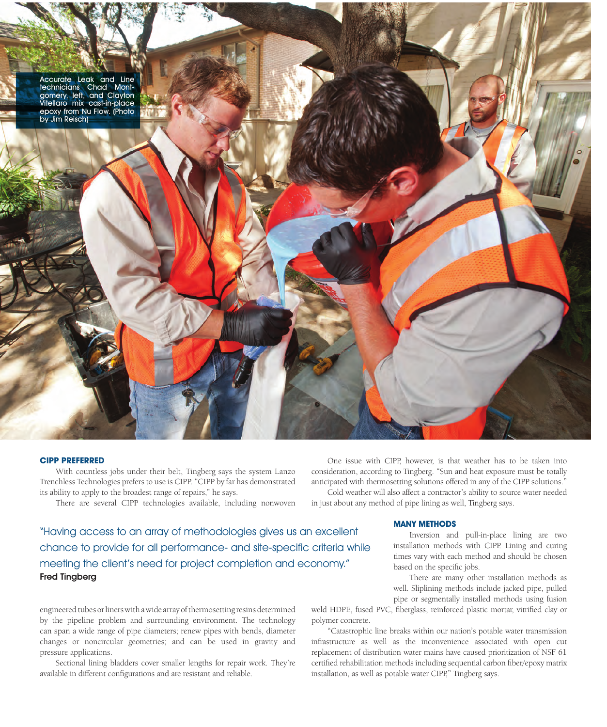Accurate Leak and Line technicians Chad Montgomery, left, and Clayton Vitellaro mix cast-in-place epoxy from Nu Flow. (Photo by Jim Reisch)

## CIPP PREFERRED

With countless jobs under their belt, Tingberg says the system Lanzo Trenchless Technologies prefers to use is CIPP. "CIPP by far has demonstrated its ability to apply to the broadest range of repairs," he says.

There are several CIPP technologies available, including nonwoven engineered tubes or liners with a wide array of thermosetting resins determined by the pipeline problem and surrounding environment. The technology can span a wide range of pipe diameters; renew pipes with bends, diameter changes or noncircular geometries; and can be used in gravity and pressure applications.

Sectional lining bladders cover smaller lengths for repair work. They're available in different configurations and are resistant and reliable.

> "Having access to an array of methodologies gives us an excellent chance to provide for all performance- and site-specific criteria while meeting the client's need for project completion and economy."
> **Fred Tingberg**

One issue with CIPP, however, is that weather has to be taken into consideration, according to Tingberg. "Sun and heat exposure must be totally anticipated with thermosetting solutions offered in any of the CIPP solutions."

Cold weather will also affect a contractor's ability to source water needed in just about any method of pipe lining as well, Tingberg says.

## MANY METHODS

Inversion and pull-in-place lining are two installation methods with CIPP. Lining and curing times vary with each method and should be chosen based on the specific jobs.

There are many other installation methods as well. Sliplining methods include jacked pipe, pulled pipe or segmentally installed methods using fusion weld HDPE, fused PVC, fiberglass, reinforced plastic mortar, vitrified clay or polymer concrete.

"Catastrophic line breaks within our nation's potable water transmission infrastructure as well as the inconvenience associated with open cut replacement of distribution water mains have caused prioritization of NSF 61 certified rehabilitation methods including sequential carbon fiber/epoxy matrix installation, as well as potable water CIPP," Tingberg says.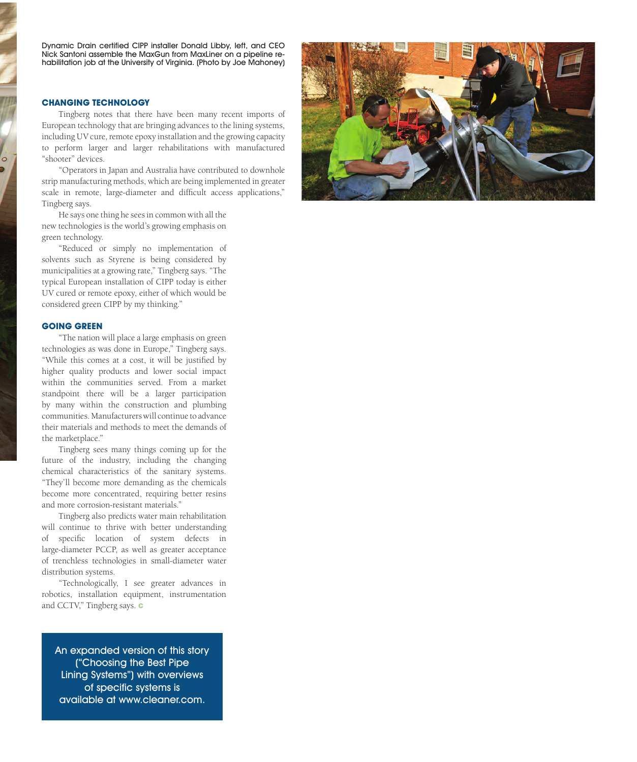Dynamic Drain certified CIPP installer Donald Libby, left, and CEO Nick Santoni assemble the MaxGun from MaxLiner on a pipeline rehabilitation job at the University of Virginia. (Photo by Joe Mahoney)

### CHANGING TECHNOLOGY

Tingberg notes that there have been many recent imports of European technology that are bringing advances to the lining systems, including UV cure, remote epoxy installation and the growing capacity to perform larger and larger rehabilitations with manufactured "shooter" devices.

"Operators in Japan and Australia have contributed to downhole strip manufacturing methods, which are being implemented in greater scale in remote, large-diameter and difficult access applications," Tingberg says.

He says one thing he sees in common with all the new technologies is the world's growing emphasis on green technology.

"Reduced or simply no implementation of solvents such as Styrene is being considered by municipalities at a growing rate," Tingberg says. "The typical European installation of CIPP today is either UV cured or remote epoxy, either of which would be considered green CIPP by my thinking."

### GOING GREEN

"The nation will place a large emphasis on green technologies as was done in Europe," Tingberg says. "While this comes at a cost, it will be justified by higher quality products and lower social impact within the communities served. From a market standpoint there will be a larger participation by many within the construction and plumbing communities. Manufacturers will continue to advance their materials and methods to meet the demands of the marketplace."

Tingberg sees many things coming up for the future of the industry, including the changing chemical characteristics of the sanitary systems. "They'll become more demanding as the chemicals become more concentrated, requiring better resins and more corrosion-resistant materials."

Tingberg also predicts water main rehabilitation will continue to thrive with better understanding of specific location of system defects in large-diameter PCCP, as well as greater acceptance of trenchless technologies in small-diameter water distribution systems.

"Technologically, I see greater advances in robotics, installation equipment, instrumentation and CCTV," Tingberg says. **c**

An expanded version of this story ("Choosing the Best Pipe Lining Systems") with overviews of specific systems is available at www.cleaner.com.